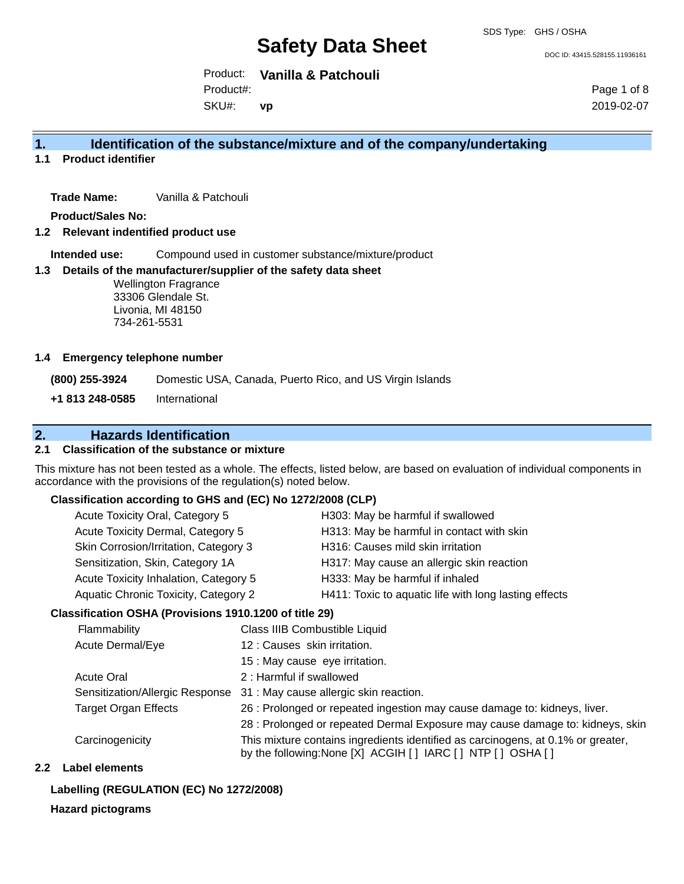SDS Type: GHS / OSHA

# Safety Data Sheet

DOC ID: 43415.528155.11936161

Product: **Vanilla & Patchouli**
Product#:
SKU#: **vp**

2019-02-07

## 1. Identification of the substance/mixture and of the company/undertaking

### 1.1 Product identifier

**Trade Name:** Vanilla & Patchouli

**Product/Sales No:**

### 1.2 Relevant indentified product use

**Intended use:** Compound used in customer substance/mixture/product

### 1.3 Details of the manufacturer/supplier of the safety data sheet

Wellington Fragrance
33306 Glendale St.
Livonia, MI 48150
734-261-5531

### 1.4 Emergency telephone number

**(800) 255-3924** Domestic USA, Canada, Puerto Rico, and US Virgin Islands

**+1 813 248-0585** International

## 2. Hazards Identification

### 2.1 Classification of the substance or mixture

This mixture has not been tested as a whole. The effects, listed below, are based on evaluation of individual components in accordance with the provisions of the regulation(s) noted below.

**Classification according to GHS and (EC) No 1272/2008 (CLP)**

| | |
|---|---|
| Acute Toxicity Oral, Category 5 | H303: May be harmful if swallowed |
| Acute Toxicity Dermal, Category 5 | H313: May be harmful in contact with skin |
| Skin Corrosion/Irritation, Category 3 | H316: Causes mild skin irritation |
| Sensitization, Skin, Category 1A | H317: May cause an allergic skin reaction |
| Acute Toxicity Inhalation, Category 5 | H333: May be harmful if inhaled |
| Aquatic Chronic Toxicity, Category 2 | H411: Toxic to aquatic life with long lasting effects |

**Classification OSHA (Provisions 1910.1200 of title 29)**

| | |
|---|---|
| Flammability | Class IIIB Combustible Liquid |
| Acute Dermal/Eye | 12 : Causes skin irritation. |
| | 15 : May cause eye irritation. |
| Acute Oral | 2 : Harmful if swallowed |
| Sensitization/Allergic Response | 31 : May cause allergic skin reaction. |
| Target Organ Effects | 26 : Prolonged or repeated ingestion may cause damage to: kidneys, liver. |
| | 28 : Prolonged or repeated Dermal Exposure may cause damage to: kidneys, skin |
| Carcinogenicity | This mixture contains ingredients identified as carcinogens, at 0.1% or greater, by the following:None [X] ACGIH [ ] IARC [ ] NTP [ ] OSHA [ ] |

### 2.2 Label elements

**Labelling (REGULATION (EC) No 1272/2008)**

**Hazard pictograms**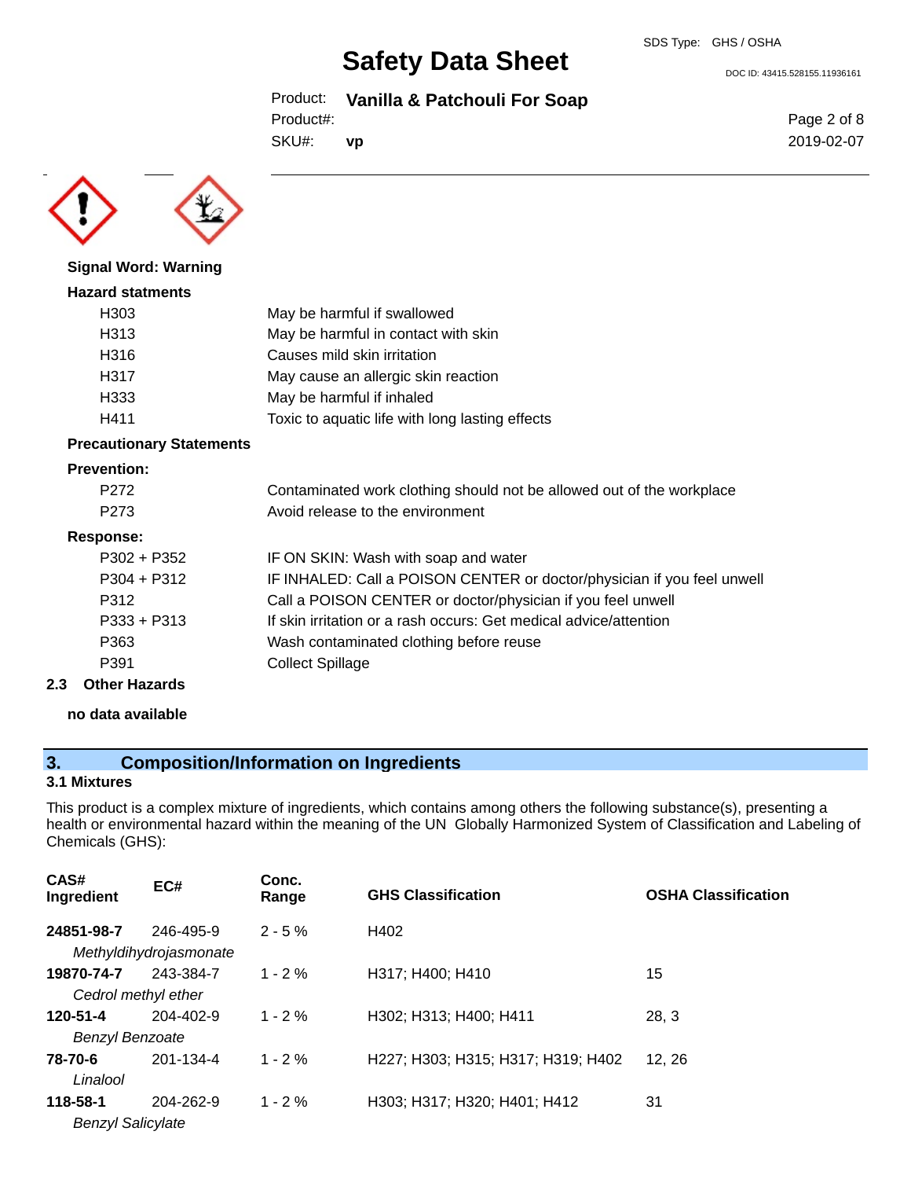**Signal Word: Warning**

**Hazard statments**

| | |
|---|---|
| H303 | May be harmful if swallowed |
| H313 | May be harmful in contact with skin |
| H316 | Causes mild skin irritation |
| H317 | May cause an allergic skin reaction |
| H333 | May be harmful if inhaled |
| H411 | Toxic to aquatic life with long lasting effects |

**Precautionary Statements**

**Prevention:**

| | |
|---|---|
| P272 | Contaminated work clothing should not be allowed out of the workplace |
| P273 | Avoid release to the environment |

**Response:**

| | |
|---|---|
| P302 + P352 | IF ON SKIN: Wash with soap and water |
| P304 + P312 | IF INHALED: Call a POISON CENTER or doctor/physician if you feel unwell |
| P312 | Call a POISON CENTER or doctor/physician if you feel unwell |
| P333 + P313 | If skin irritation or a rash occurs: Get medical advice/attention |
| P363 | Wash contaminated clothing before reuse |
| P391 | Collect Spillage |

### 2.3 Other Hazards

**no data available**

## 3. Composition/Information on Ingredients

### 3.1 Mixtures

This product is a complex mixture of ingredients, which contains among others the following substance(s), presenting a health or environmental hazard within the meaning of the UN Globally Harmonized System of Classification and Labeling of Chemicals (GHS):

| CAS# Ingredient | EC# | Conc. Range | GHS Classification | OSHA Classification |
|---|---|---|---|---|
| **24851-98-7** *Methyldihydrojasmonate* | 246-495-9 | 2 - 5 % | H402 | |
| **19870-74-7** *Cedrol methyl ether* | 243-384-7 | 1 - 2 % | H317; H400; H410 | 15 |
| **120-51-4** *Benzyl Benzoate* | 204-402-9 | 1 - 2 % | H302; H313; H400; H411 | 28, 3 |
| **78-70-6** *Linalool* | 201-134-4 | 1 - 2 % | H227; H303; H315; H317; H319; H402 | 12, 26 |
| **118-58-1** *Benzyl Salicylate* | 204-262-9 | 1 - 2 % | H303; H317; H320; H401; H412 | 31 |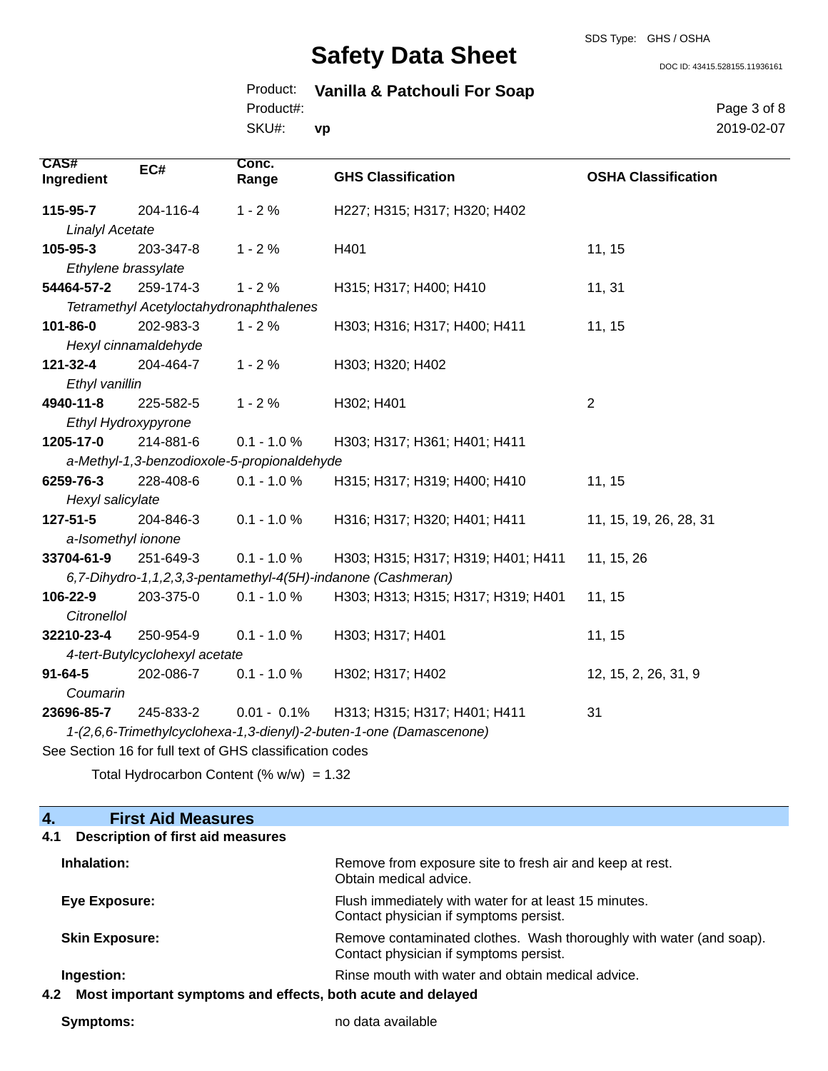| CAS# Ingredient | EC# | Conc. Range | GHS Classification | OSHA Classification |
|---|---|---|---|---|
| **115-95-7** | 204-116-4 | 1 - 2 % | H227; H315; H317; H320; H402 | |
| *Linalyl Acetate* | | | | |
| **105-95-3** | 203-347-8 | 1 - 2 % | H401 | 11, 15 |
| *Ethylene brassylate* | | | | |
| **54464-57-2** | 259-174-3 | 1 - 2 % | H315; H317; H400; H410 | 11, 31 |
| *Tetramethyl Acetyloctahydronaphthalenes* | | | | |
| **101-86-0** | 202-983-3 | 1 - 2 % | H303; H316; H317; H400; H411 | 11, 15 |
| *Hexyl cinnamaldehyde* | | | | |
| **121-32-4** | 204-464-7 | 1 - 2 % | H303; H320; H402 | |
| *Ethyl vanillin* | | | | |
| **4940-11-8** | 225-582-5 | 1 - 2 % | H302; H401 | 2 |
| *Ethyl Hydroxypyrone* | | | | |
| **1205-17-0** | 214-881-6 | 0.1 - 1.0 % | H303; H317; H361; H401; H411 | |
| *a-Methyl-1,3-benzodioxole-5-propionaldehyde* | | | | |
| **6259-76-3** | 228-408-6 | 0.1 - 1.0 % | H315; H317; H319; H400; H410 | 11, 15 |
| *Hexyl salicylate* | | | | |
| **127-51-5** | 204-846-3 | 0.1 - 1.0 % | H316; H317; H320; H401; H411 | 11, 15, 19, 26, 28, 31 |
| *a-Isomethyl ionone* | | | | |
| **33704-61-9** | 251-649-3 | 0.1 - 1.0 % | H303; H315; H317; H319; H401; H411 | 11, 15, 26 |
| *6,7-Dihydro-1,1,2,3,3-pentamethyl-4(5H)-indanone (Cashmeran)* | | | | |
| **106-22-9** | 203-375-0 | 0.1 - 1.0 % | H303; H313; H315; H317; H319; H401 | 11, 15 |
| *Citronellol* | | | | |
| **32210-23-4** | 250-954-9 | 0.1 - 1.0 % | H303; H317; H401 | 11, 15 |
| *4-tert-Butylcyclohexyl acetate* | | | | |
| **91-64-5** | 202-086-7 | 0.1 - 1.0 % | H302; H317; H402 | 12, 15, 2, 26, 31, 9 |
| *Coumarin* | | | | |
| **23696-85-7** | 245-833-2 | 0.01 - 0.1% | H313; H315; H317; H401; H411 | 31 |
| *1-(2,6,6-Trimethylcyclohexa-1,3-dienyl)-2-buten-1-one (Damascenone)* | | | | |

See Section 16 for full text of GHS classification codes

Total Hydrocarbon Content (% w/w) = 1.32

## 4. First Aid Measures

### 4.1 Description of first aid measures

**Inhalation:** Remove from exposure site to fresh air and keep at rest. Obtain medical advice.

**Eye Exposure:** Flush immediately with water for at least 15 minutes. Contact physician if symptoms persist.

**Skin Exposure:** Remove contaminated clothes. Wash thoroughly with water (and soap). Contact physician if symptoms persist.

**Ingestion:** Rinse mouth with water and obtain medical advice.

### 4.2 Most important symptoms and effects, both acute and delayed

**Symptoms:** no data available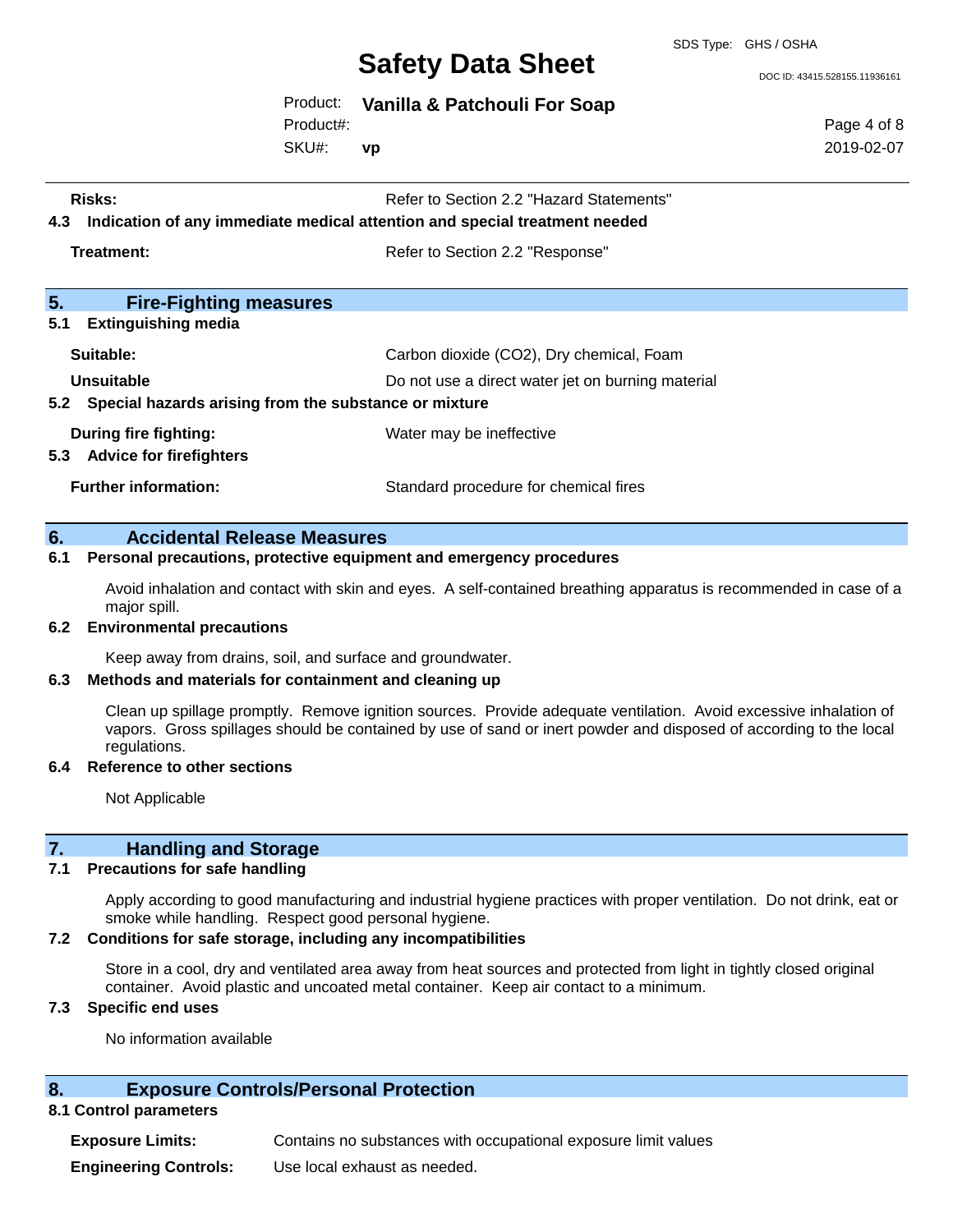**Risks:** Refer to Section 2.2 "Hazard Statements"

**4.3 Indication of any immediate medical attention and special treatment needed**

**Treatment:** Refer to Section 2.2 "Response"

## 5. Fire-Fighting measures

### 5.1 Extinguishing media

**Suitable:** Carbon dioxide ($CO_2$), Dry chemical, Foam

**Unsuitable** Do not use a direct water jet on burning material

### 5.2 Special hazards arising from the substance or mixture

**During fire fighting:** Water may be ineffective

### 5.3 Advice for firefighters

**Further information:** Standard procedure for chemical fires

## 6. Accidental Release Measures

### 6.1 Personal precautions, protective equipment and emergency procedures

Avoid inhalation and contact with skin and eyes. A self-contained breathing apparatus is recommended in case of a major spill.

### 6.2 Environmental precautions

Keep away from drains, soil, and surface and groundwater.

### 6.3 Methods and materials for containment and cleaning up

Clean up spillage promptly. Remove ignition sources. Provide adequate ventilation. Avoid excessive inhalation of vapors. Gross spillages should be contained by use of sand or inert powder and disposed of according to the local regulations.

### 6.4 Reference to other sections

Not Applicable

## 7. Handling and Storage

### 7.1 Precautions for safe handling

Apply according to good manufacturing and industrial hygiene practices with proper ventilation. Do not drink, eat or smoke while handling. Respect good personal hygiene.

### 7.2 Conditions for safe storage, including any incompatibilities

Store in a cool, dry and ventilated area away from heat sources and protected from light in tightly closed original container. Avoid plastic and uncoated metal container. Keep air contact to a minimum.

### 7.3 Specific end uses

No information available

## 8. Exposure Controls/Personal Protection

### 8.1 Control parameters

**Exposure Limits:** Contains no substances with occupational exposure limit values

**Engineering Controls:** Use local exhaust as needed.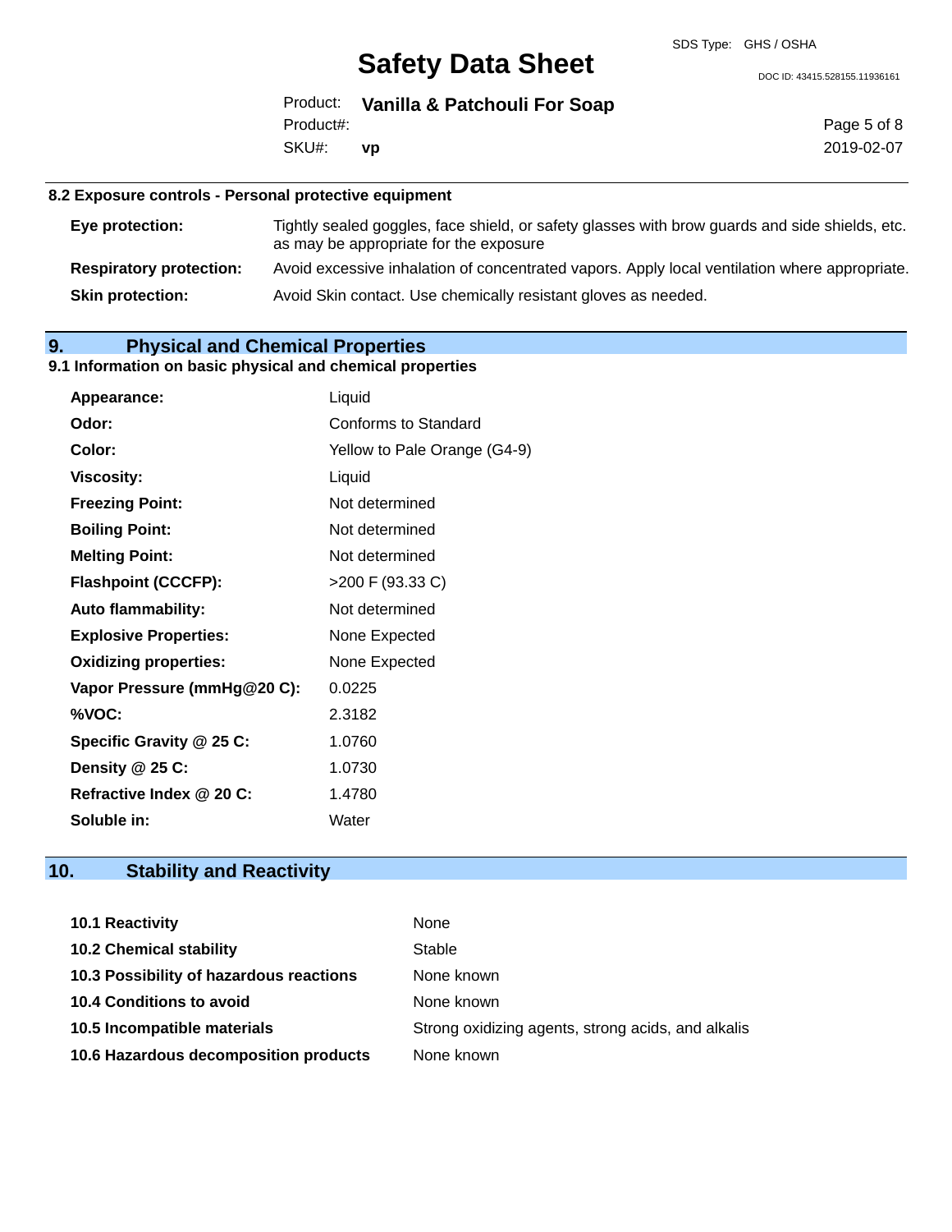### 8.2 Exposure controls - Personal protective equipment

| | |
|---|---|
| **Eye protection:** | Tightly sealed goggles, face shield, or safety glasses with brow guards and side shields, etc. as may be appropriate for the exposure |
| **Respiratory protection:** | Avoid excessive inhalation of concentrated vapors. Apply local ventilation where appropriate. |
| **Skin protection:** | Avoid Skin contact. Use chemically resistant gloves as needed. |

## 9. Physical and Chemical Properties

### 9.1 Information on basic physical and chemical properties

| | |
|---|---|
| **Appearance:** | Liquid |
| **Odor:** | Conforms to Standard |
| **Color:** | Yellow to Pale Orange (G4-9) |
| **Viscosity:** | Liquid |
| **Freezing Point:** | Not determined |
| **Boiling Point:** | Not determined |
| **Melting Point:** | Not determined |
| **Flashpoint (CCCFP):** | >200 F (93.33 C) |
| **Auto flammability:** | Not determined |
| **Explosive Properties:** | None Expected |
| **Oxidizing properties:** | None Expected |
| **Vapor Pressure (mmHg@20 C):** | 0.0225 |
| **%VOC:** | 2.3182 |
| **Specific Gravity @ 25 C:** | 1.0760 |
| **Density @ 25 C:** | 1.0730 |
| **Refractive Index @ 20 C:** | 1.4780 |
| **Soluble in:** | Water |

## 10. Stability and Reactivity

| | |
|---|---|
| **10.1 Reactivity** | None |
| **10.2 Chemical stability** | Stable |
| **10.3 Possibility of hazardous reactions** | None known |
| **10.4 Conditions to avoid** | None known |
| **10.5 Incompatible materials** | Strong oxidizing agents, strong acids, and alkalis |
| **10.6 Hazardous decomposition products** | None known |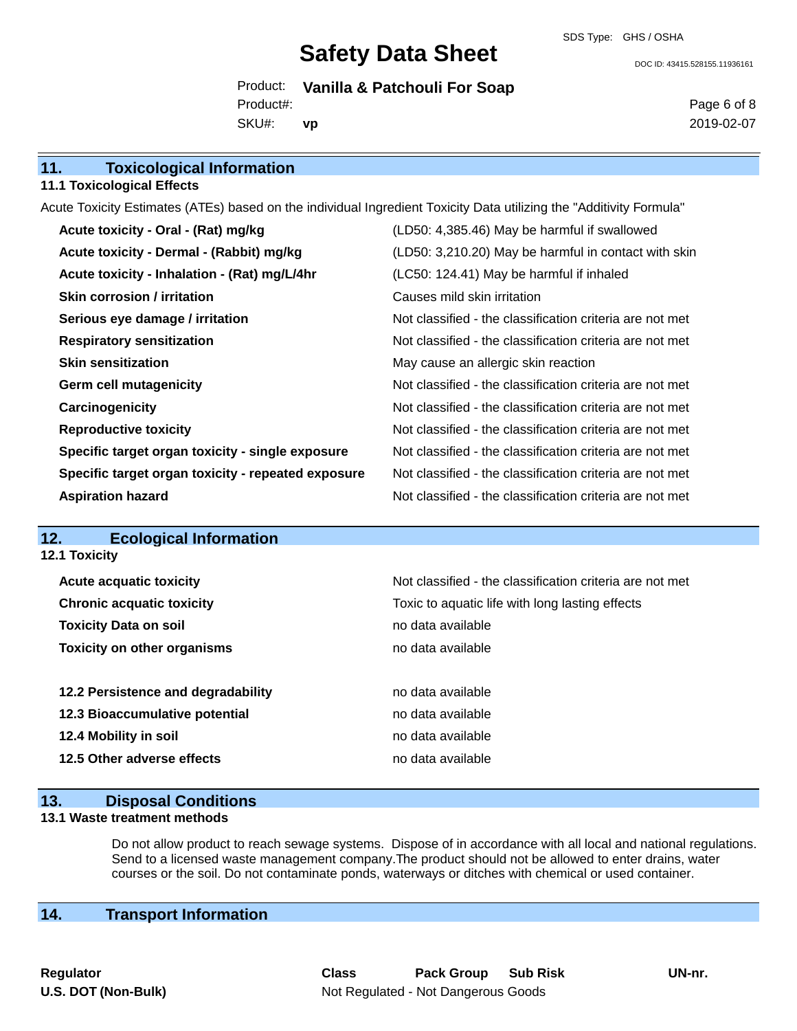## 11. Toxicological Information

### 11.1 Toxicological Effects

Acute Toxicity Estimates (ATEs) based on the individual Ingredient Toxicity Data utilizing the "Additivity Formula"

| | |
|---|---|
| **Acute toxicity - Oral - (Rat) mg/kg** | (LD50: 4,385.46) May be harmful if swallowed |
| **Acute toxicity - Dermal - (Rabbit) mg/kg** | (LD50: 3,210.20) May be harmful in contact with skin |
| **Acute toxicity - Inhalation - (Rat) mg/L/4hr** | (LC50: 124.41) May be harmful if inhaled |
| **Skin corrosion / irritation** | Causes mild skin irritation |
| **Serious eye damage / irritation** | Not classified - the classification criteria are not met |
| **Respiratory sensitization** | Not classified - the classification criteria are not met |
| **Skin sensitization** | May cause an allergic skin reaction |
| **Germ cell mutagenicity** | Not classified - the classification criteria are not met |
| **Carcinogenicity** | Not classified - the classification criteria are not met |
| **Reproductive toxicity** | Not classified - the classification criteria are not met |
| **Specific target organ toxicity - single exposure** | Not classified - the classification criteria are not met |
| **Specific target organ toxicity - repeated exposure** | Not classified - the classification criteria are not met |
| **Aspiration hazard** | Not classified - the classification criteria are not met |

## 12. Ecological Information

### 12.1 Toxicity

| | |
|---|---|
| **Acute acquatic toxicity** | Not classified - the classification criteria are not met |
| **Chronic acquatic toxicity** | Toxic to aquatic life with long lasting effects |
| **Toxicity Data on soil** | no data available |
| **Toxicity on other organisms** | no data available |

| | |
|---|---|
| **12.2 Persistence and degradability** | no data available |
| **12.3 Bioaccumulative potential** | no data available |
| **12.4 Mobility in soil** | no data available |
| **12.5 Other adverse effects** | no data available |

## 13. Disposal Conditions

### 13.1 Waste treatment methods

Do not allow product to reach sewage systems. Dispose of in accordance with all local and national regulations. Send to a licensed waste management company.The product should not be allowed to enter drains, water courses or the soil. Do not contaminate ponds, waterways or ditches with chemical or used container.

## 14. Transport Information

| Regulator | Class | Pack Group | Sub Risk | UN-nr. |
|---|---|---|---|---|
| **U.S. DOT (Non-Bulk)** | Not Regulated - Not Dangerous Goods | | | |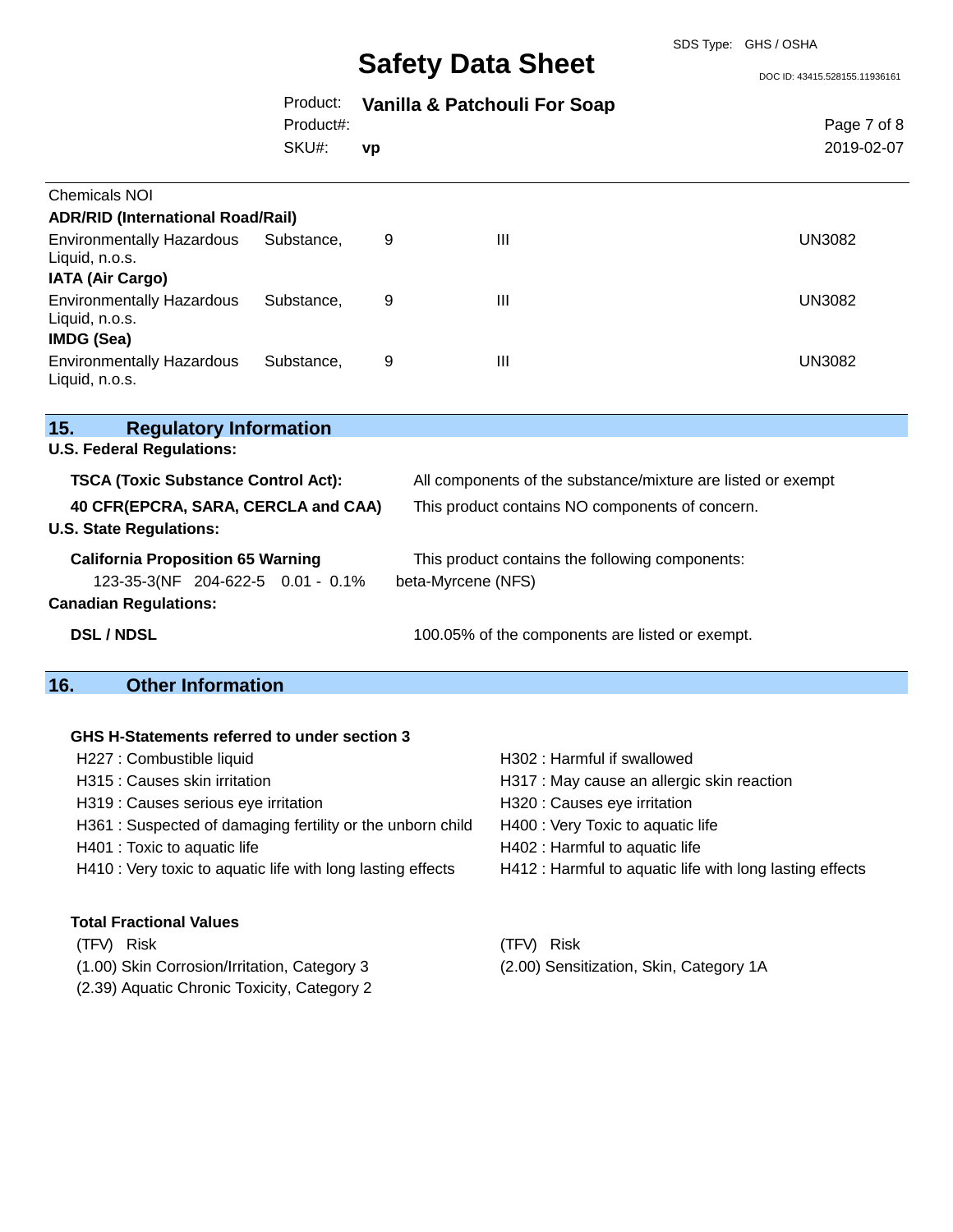Chemicals NOI

**ADR/RID (International Road/Rail)**

| | | | |
|---|---|---|---|
| Environmentally Hazardous Substance, Liquid, n.o.s. | 9 | III | UN3082 |

**IATA (Air Cargo)**

| | | | |
|---|---|---|---|
| Environmentally Hazardous Substance, Liquid, n.o.s. | 9 | III | UN3082 |

**IMDG (Sea)**

| | | | |
|---|---|---|---|
| Environmentally Hazardous Substance, Liquid, n.o.s. | 9 | III | UN3082 |

## 15. Regulatory Information

**U.S. Federal Regulations:**

**TSCA (Toxic Substance Control Act):** All components of the substance/mixture are listed or exempt

**40 CFR(EPCRA, SARA, CERCLA and CAA)** This product contains NO components of concern.

**U.S. State Regulations:**

**California Proposition 65 Warning** This product contains the following components:

123-35-3(NF 204-622-5 0.01 - 0.1% beta-Myrcene (NFS)

**Canadian Regulations:**

**DSL / NDSL** 100.05% of the components are listed or exempt.

## 16. Other Information

**GHS H-Statements referred to under section 3**

H227 : Combustible liquid
H302 : Harmful if swallowed
H315 : Causes skin irritation
H317 : May cause an allergic skin reaction
H319 : Causes serious eye irritation
H320 : Causes eye irritation
H361 : Suspected of damaging fertility or the unborn child
H400 : Very Toxic to aquatic life
H401 : Toxic to aquatic life
H402 : Harmful to aquatic life
H410 : Very toxic to aquatic life with long lasting effects
H412 : Harmful to aquatic life with long lasting effects

**Total Fractional Values**

(TFV) Risk
(1.00) Skin Corrosion/Irritation, Category 3
(2.39) Aquatic Chronic Toxicity, Category 2

(TFV) Risk
(2.00) Sensitization, Skin, Category 1A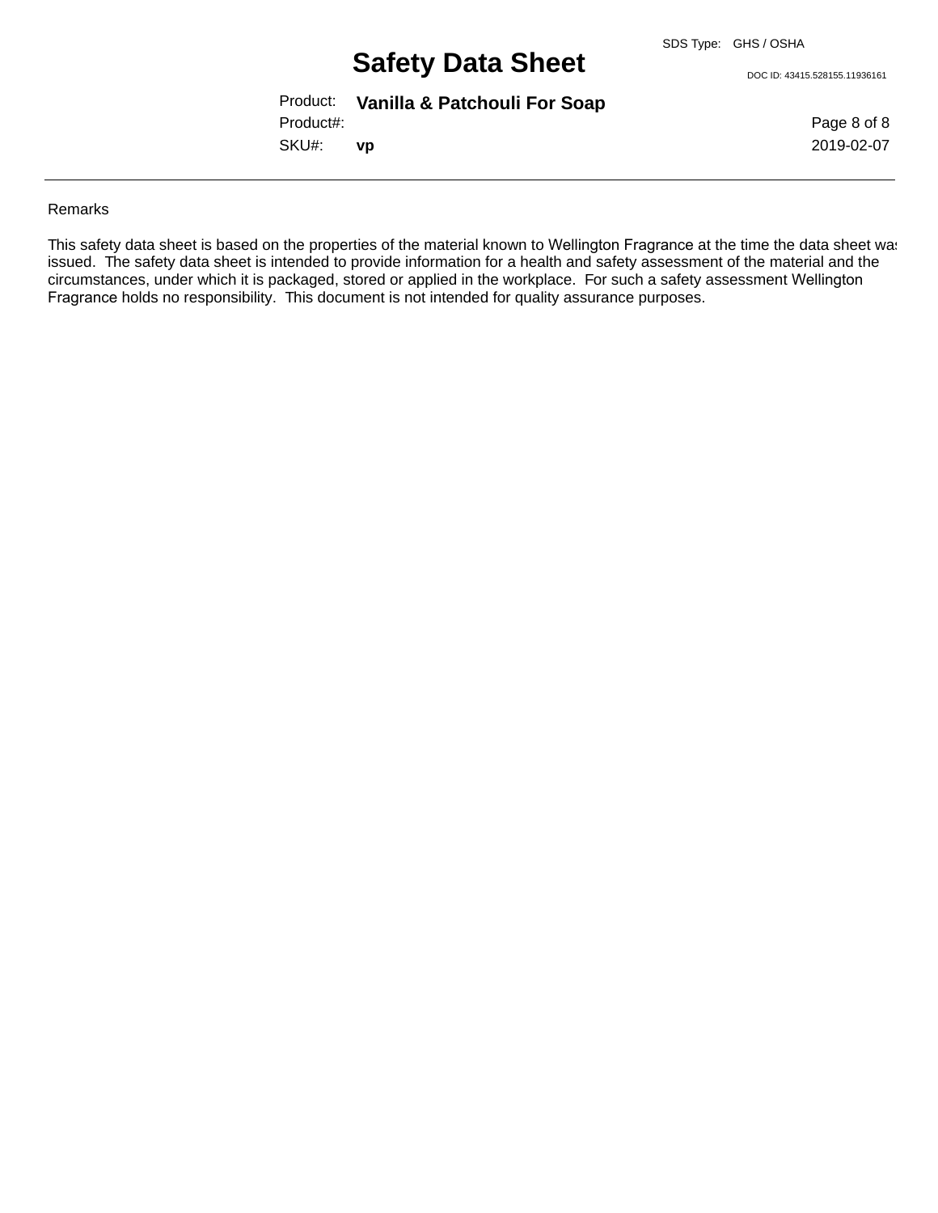## Remarks

This safety data sheet is based on the properties of the material known to Wellington Fragrance at the time the data sheet was issued. The safety data sheet is intended to provide information for a health and safety assessment of the material and the circumstances, under which it is packaged, stored or applied in the workplace. For such a safety assessment Wellington Fragrance holds no responsibility. This document is not intended for quality assurance purposes.